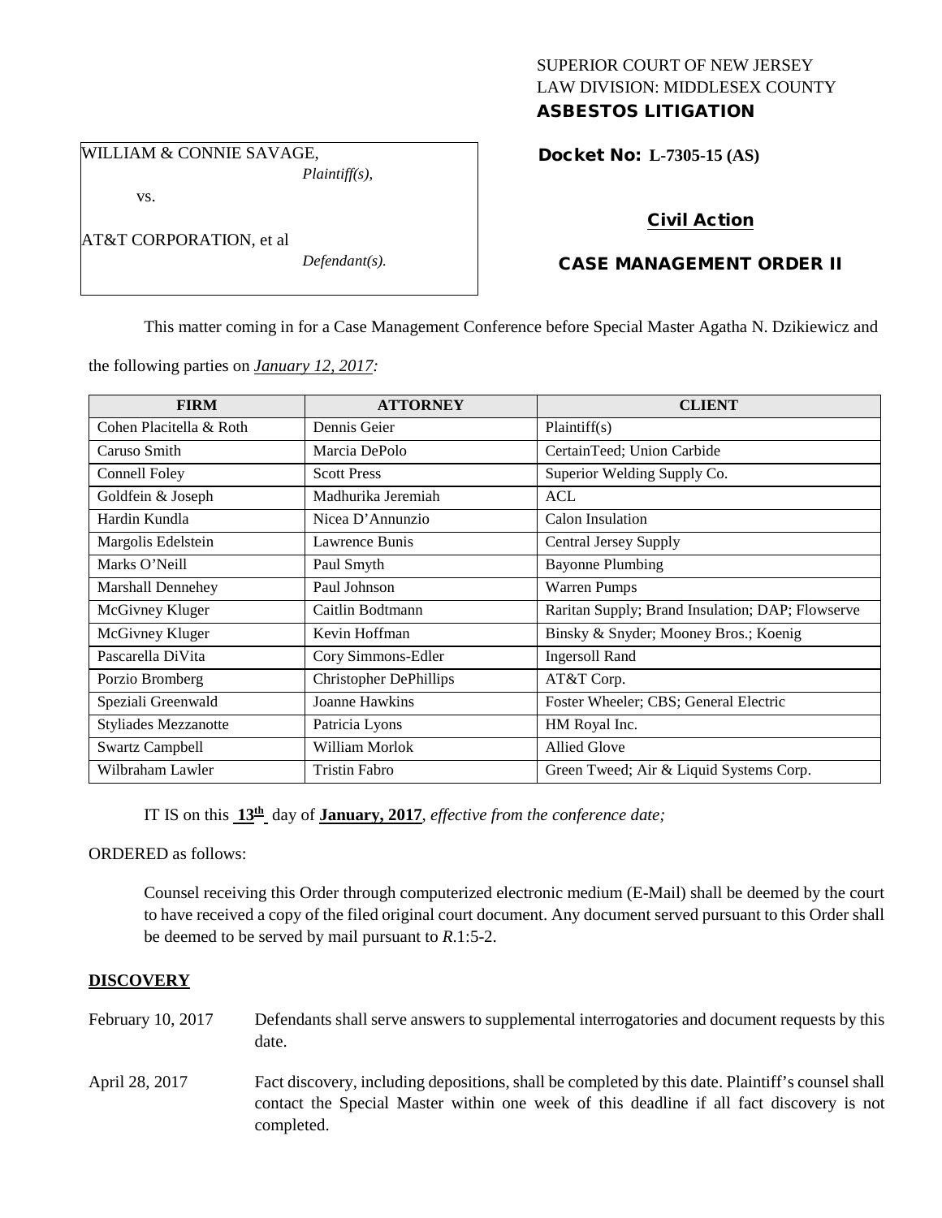SUPERIOR COURT OF NEW JERSEY
LAW DIVISION: MIDDLESEX COUNTY
**ASBESTOS LITIGATION**

| |
|---|
| WILLIAM & CONNIE SAVAGE, *Plaintiff(s),* vs. AT&T CORPORATION, et al *Defendant(s).* |

**Docket No: L-7305-15 (AS)**

**Civil Action**

**CASE MANAGEMENT ORDER II**

This matter coming in for a Case Management Conference before Special Master Agatha N. Dzikiewicz and the following parties on *January 12, 2017:*

| FIRM | ATTORNEY | CLIENT |
|---|---|---|
| Cohen Placitella & Roth | Dennis Geier | Plaintiff(s) |
| Caruso Smith | Marcia DePolo | CertainTeed; Union Carbide |
| Connell Foley | Scott Press | Superior Welding Supply Co. |
| Goldfein & Joseph | Madhurika Jeremiah | ACL |
| Hardin Kundla | Nicea D'Annunzio | Calon Insulation |
| Margolis Edelstein | Lawrence Bunis | Central Jersey Supply |
| Marks O'Neill | Paul Smyth | Bayonne Plumbing |
| Marshall Dennehey | Paul Johnson | Warren Pumps |
| McGivney Kluger | Caitlin Bodtmann | Raritan Supply; Brand Insulation; DAP; Flowserve |
| McGivney Kluger | Kevin Hoffman | Binsky & Snyder; Mooney Bros.; Koenig |
| Pascarella DiVita | Cory Simmons-Edler | Ingersoll Rand |
| Porzio Bromberg | Christopher DePhillips | AT&T Corp. |
| Speziali Greenwald | Joanne Hawkins | Foster Wheeler; CBS; General Electric |
| Styliades Mezzanotte | Patricia Lyons | HM Royal Inc. |
| Swartz Campbell | William Morlok | Allied Glove |
| Wilbraham Lawler | Tristin Fabro | Green Tweed; Air & Liquid Systems Corp. |

IT IS on this **13th** day of **January, 2017**, *effective from the conference date;*

ORDERED as follows:

Counsel receiving this Order through computerized electronic medium (E-Mail) shall be deemed by the court to have received a copy of the filed original court document. Any document served pursuant to this Order shall be deemed to be served by mail pursuant to *R*.1:5-2.

**DISCOVERY**

February 10, 2017 — Defendants shall serve answers to supplemental interrogatories and document requests by this date.

April 28, 2017 — Fact discovery, including depositions, shall be completed by this date. Plaintiff's counsel shall contact the Special Master within one week of this deadline if all fact discovery is not completed.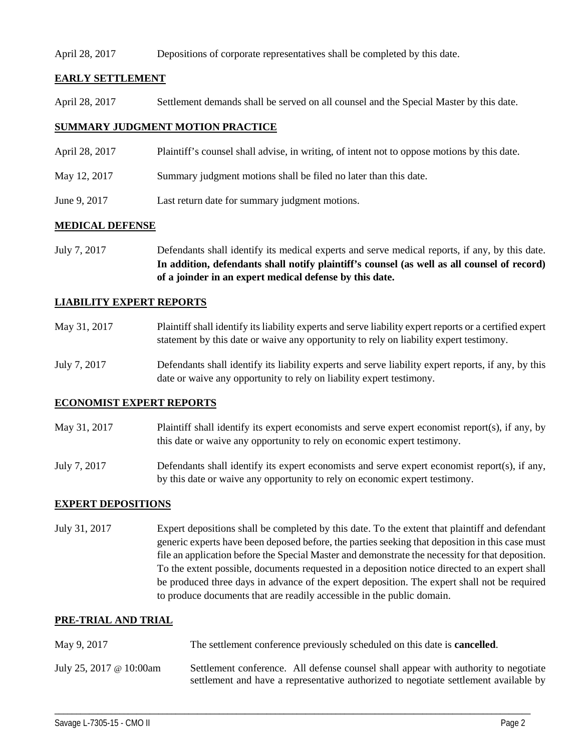April 28, 2017 Depositions of corporate representatives shall be completed by this date.

## EARLY SETTLEMENT

April 28, 2017 Settlement demands shall be served on all counsel and the Special Master by this date.

## SUMMARY JUDGMENT MOTION PRACTICE

April 28, 2017 Plaintiff's counsel shall advise, in writing, of intent not to oppose motions by this date.

May 12, 2017 Summary judgment motions shall be filed no later than this date.

June 9, 2017 Last return date for summary judgment motions.

## MEDICAL DEFENSE

July 7, 2017 Defendants shall identify its medical experts and serve medical reports, if any, by this date. **In addition, defendants shall notify plaintiff's counsel (as well as all counsel of record) of a joinder in an expert medical defense by this date.**

## LIABILITY EXPERT REPORTS

May 31, 2017 Plaintiff shall identify its liability experts and serve liability expert reports or a certified expert statement by this date or waive any opportunity to rely on liability expert testimony.

July 7, 2017 Defendants shall identify its liability experts and serve liability expert reports, if any, by this date or waive any opportunity to rely on liability expert testimony.

## ECONOMIST EXPERT REPORTS

May 31, 2017 Plaintiff shall identify its expert economists and serve expert economist report(s), if any, by this date or waive any opportunity to rely on economic expert testimony.

July 7, 2017 Defendants shall identify its expert economists and serve expert economist report(s), if any, by this date or waive any opportunity to rely on economic expert testimony.

## EXPERT DEPOSITIONS

July 31, 2017 Expert depositions shall be completed by this date. To the extent that plaintiff and defendant generic experts have been deposed before, the parties seeking that deposition in this case must file an application before the Special Master and demonstrate the necessity for that deposition. To the extent possible, documents requested in a deposition notice directed to an expert shall be produced three days in advance of the expert deposition. The expert shall not be required to produce documents that are readily accessible in the public domain.

## PRE-TRIAL AND TRIAL

May 9, 2017 The settlement conference previously scheduled on this date is **cancelled**.

July 25, 2017 @ 10:00am Settlement conference. All defense counsel shall appear with authority to negotiate settlement and have a representative authorized to negotiate settlement available by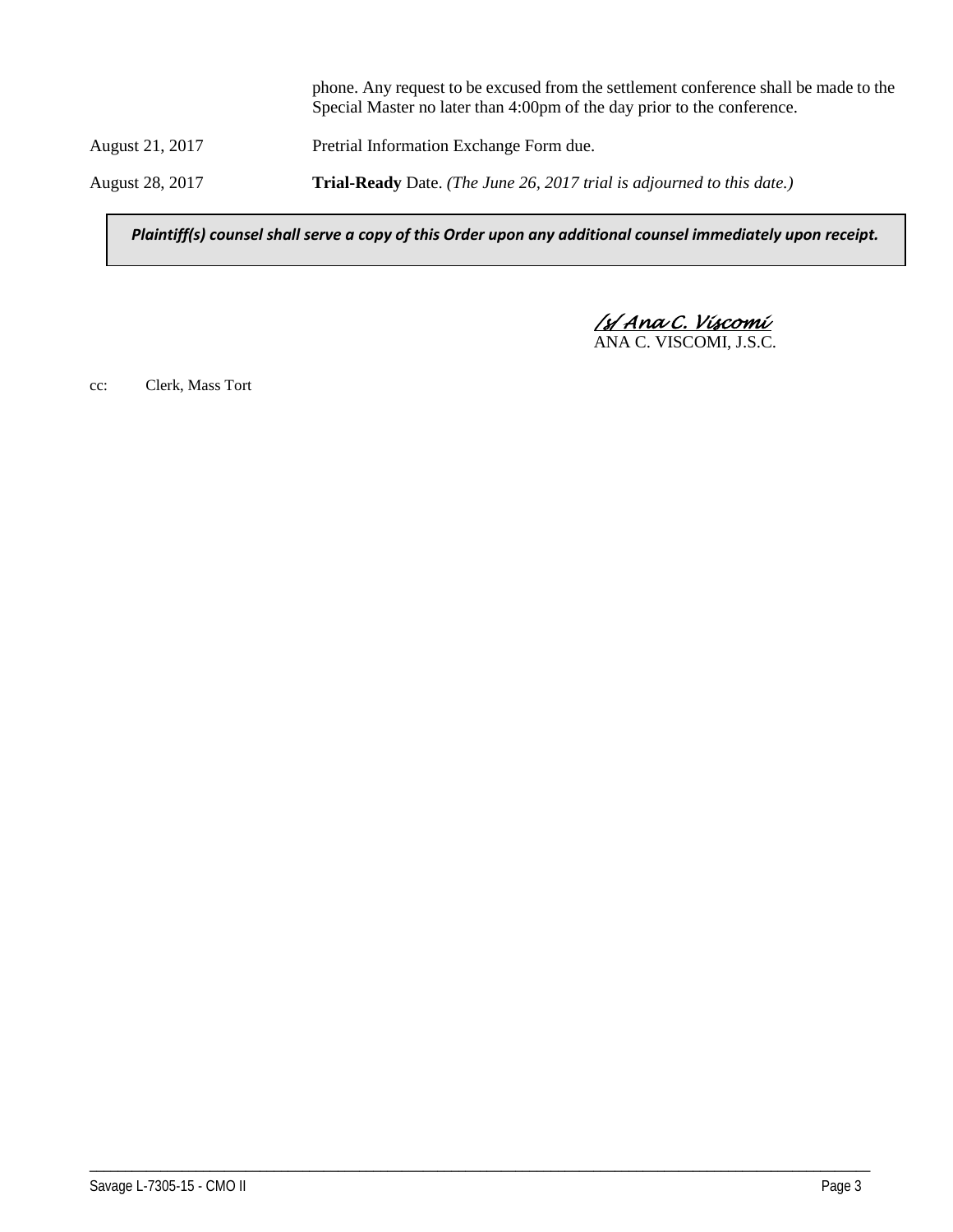phone. Any request to be excused from the settlement conference shall be made to the Special Master no later than 4:00pm of the day prior to the conference.

| | |
|---|---|
| August 21, 2017 | Pretrial Information Exchange Form due. |
| August 28, 2017 | **Trial-Ready** Date. *(The June 26, 2017 trial is adjourned to this date.)* |

***Plaintiff(s) counsel shall serve a copy of this Order upon any additional counsel immediately upon receipt.***

*/s/ Ana C. Viscomi*
ANA C. VISCOMI, J.S.C.

cc: Clerk, Mass Tort